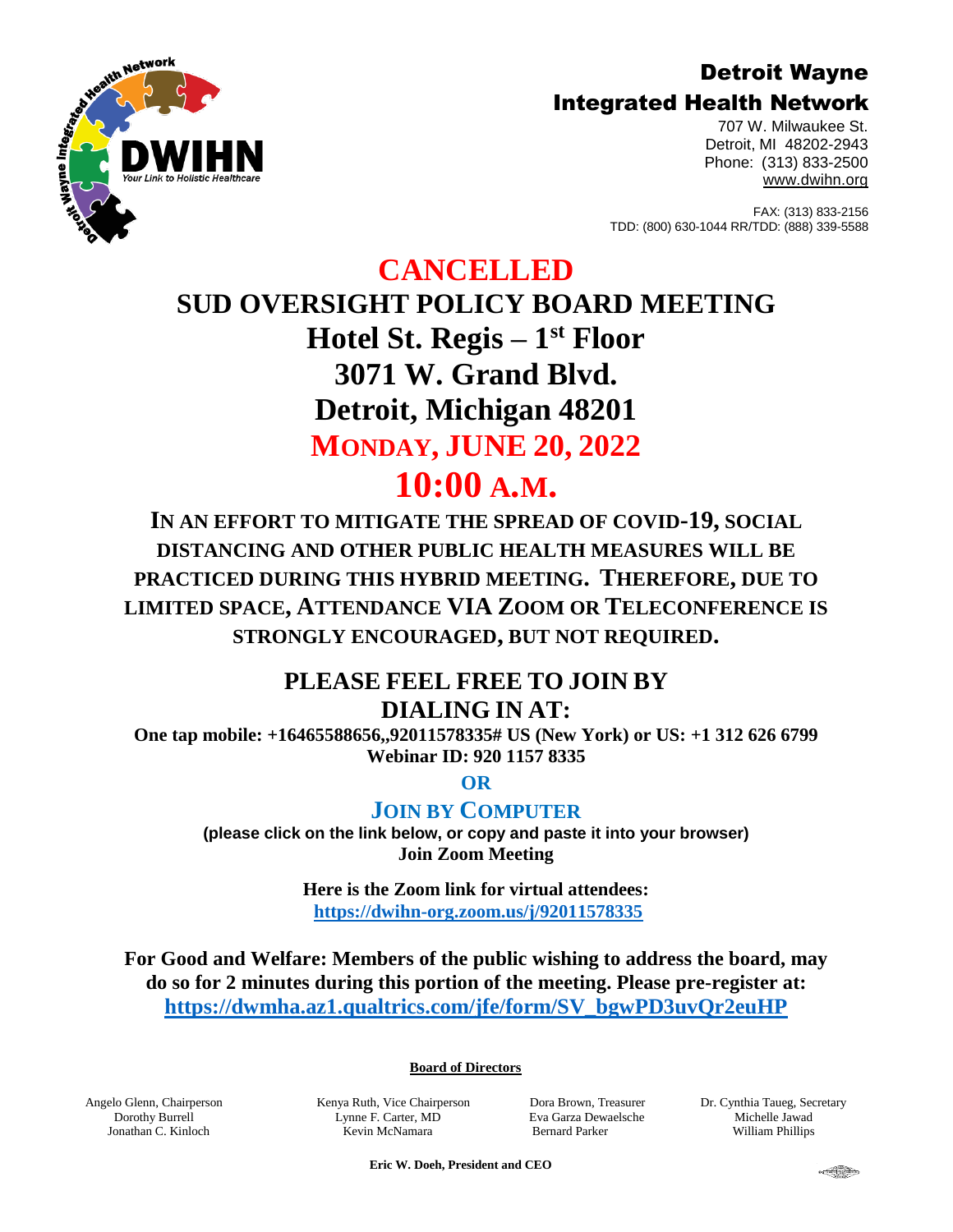**Detroit Wayne Integrated Health Network**

707 W. Milwaukee St.
Detroit, MI 48202-2943
Phone: (313) 833-2500
www.dwihn.org

FAX: (313) 833-2156
TDD: (800) 630-1044 RR/TDD: (888) 339-5588

# CANCELLED

# SUD OVERSIGHT POLICY BOARD MEETING

## Hotel St. Regis – 1st Floor
## 3071 W. Grand Blvd.
## Detroit, Michigan 48201
## MONDAY, JUNE 20, 2022
## 10:00 A.M.

**IN AN EFFORT TO MITIGATE THE SPREAD OF COVID-19, SOCIAL DISTANCING AND OTHER PUBLIC HEALTH MEASURES WILL BE PRACTICED DURING THIS HYBRID MEETING. THEREFORE, DUE TO LIMITED SPACE, ATTENDANCE VIA ZOOM OR TELECONFERENCE IS STRONGLY ENCOURAGED, BUT NOT REQUIRED.**

### PLEASE FEEL FREE TO JOIN BY DIALING IN AT:

**One tap mobile: +16465588656,,92011578335# US (New York) or US: +1 312 626 6799**
**Webinar ID: 920 1157 8335**

**OR**

### JOIN BY COMPUTER

**(please click on the link below, or copy and paste it into your browser)**
**Join Zoom Meeting**

**Here is the Zoom link for virtual attendees:**
**https://dwihn-org.zoom.us/j/92011578335**

**For Good and Welfare: Members of the public wishing to address the board, may do so for 2 minutes during this portion of the meeting. Please pre-register at:**
**https://dwmha.az1.qualtrics.com/jfe/form/SV_bgwPD3uvQr2euHP**

**Board of Directors**

| | | | |
|---|---|---|---|
| Angelo Glenn, Chairperson | Kenya Ruth, Vice Chairperson | Dora Brown, Treasurer | Dr. Cynthia Taueg, Secretary |
| Dorothy Burrell | Lynne F. Carter, MD | Eva Garza Dewaelsche | Michelle Jawad |
| Jonathan C. Kinloch | Kevin McNamara | Bernard Parker | William Phillips |

**Eric W. Doeh, President and CEO**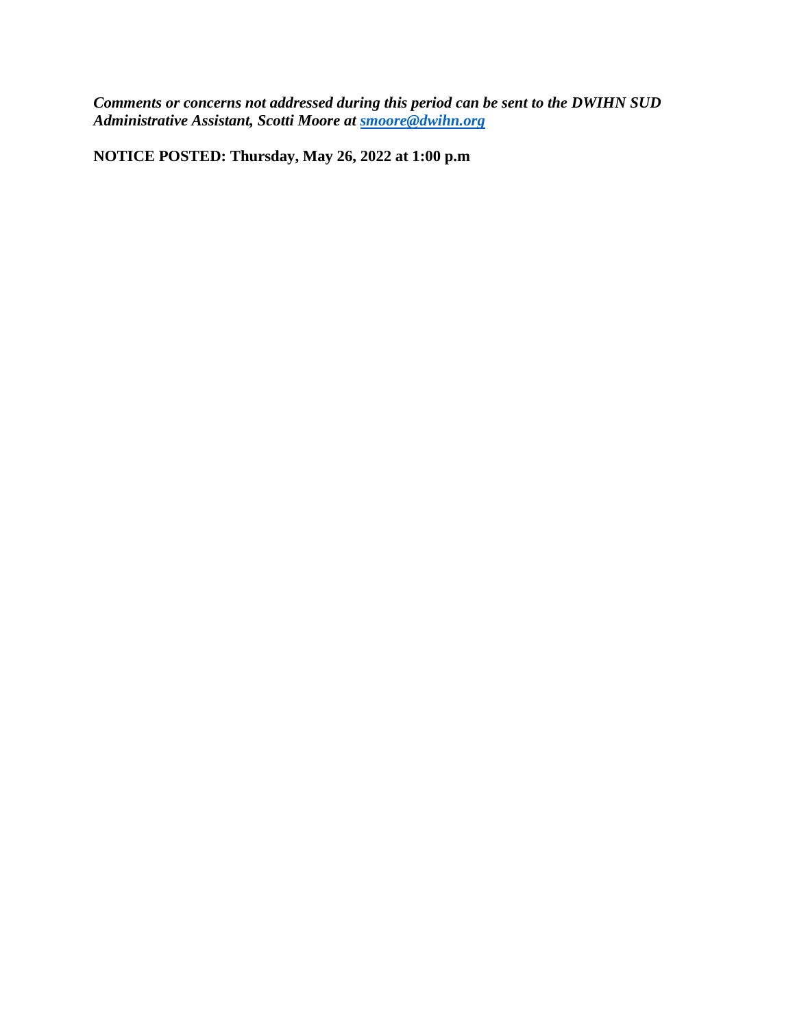***Comments or concerns not addressed during this period can be sent to the DWIHN SUD Administrative Assistant, Scotti Moore at [smoore@dwihn.org](mailto:smoore@dwihn.org)***

**NOTICE POSTED: Thursday, May 26, 2022 at 1:00 p.m**